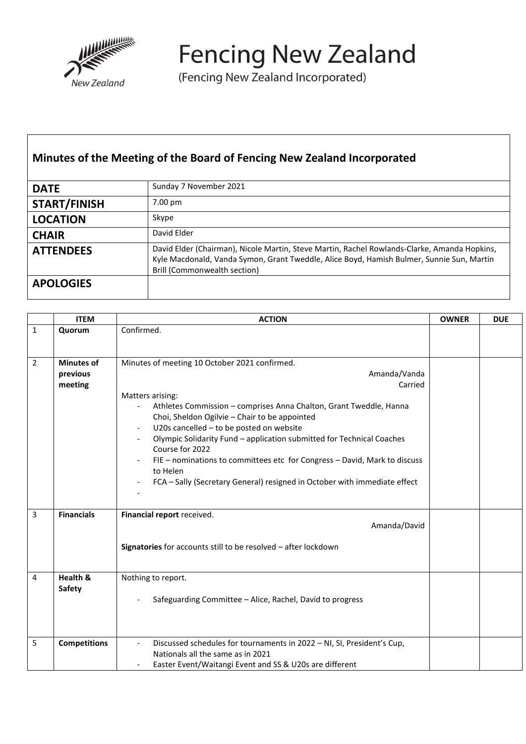# Fencing New Zealand

(Fencing New Zealand Incorporated)

## Minutes of the Meeting of the Board of Fencing New Zealand Incorporated

| | |
|---|---|
| **DATE** | Sunday 7 November 2021 |
| **START/FINISH** | 7.00 pm |
| **LOCATION** | Skype |
| **CHAIR** | David Elder |
| **ATTENDEES** | David Elder (Chairman), Nicole Martin, Steve Martin, Rachel Rowlands-Clarke, Amanda Hopkins, Kyle Macdonald, Vanda Symon, Grant Tweddle, Alice Boyd, Hamish Bulmer, Sunnie Sun, Martin Brill (Commonwealth section) |
| **APOLOGIES** | |

| | ITEM | ACTION | OWNER | DUE |
|---|---|---|---|---|
| 1 | **Quorum** | Confirmed. | | |
| 2 | **Minutes of previous meeting** | Minutes of meeting 10 October 2021 confirmed.<br>Amanda/Vanda<br>Carried<br><br>Matters arising:<br>- Athletes Commission – comprises Anna Chalton, Grant Tweddle, Hanna Choi, Sheldon Ogilvie – Chair to be appointed<br>- U20s cancelled – to be posted on website<br>- Olympic Solidarity Fund – application submitted for Technical Coaches Course for 2022<br>- FIE – nominations to committees etc for Congress – David, Mark to discuss to Helen<br>- FCA – Sally (Secretary General) resigned in October with immediate effect<br>- | | |
| 3 | **Financials** | **Financial report** received.<br>Amanda/David<br><br>**Signatories** for accounts still to be resolved – after lockdown | | |
| 4 | **Health & Safety** | Nothing to report.<br><br>- Safeguarding Committee – Alice, Rachel, David to progress | | |
| 5 | **Competitions** | - Discussed schedules for tournaments in 2022 – NI, SI, President's Cup, Nationals all the same as in 2021<br>- Easter Event/Waitangi Event and SS & U20s are different | | |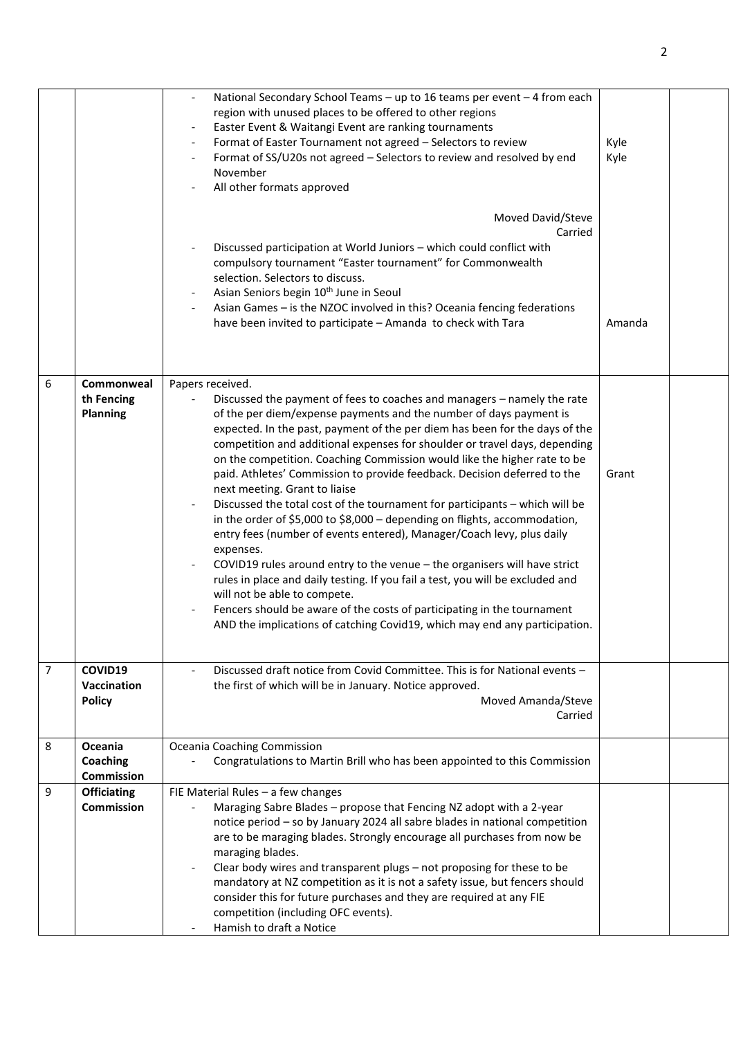| | | | | |
|---|---|---|---|---|
| | | - National Secondary School Teams – up to 16 teams per event – 4 from each region with unused places to be offered to other regions<br>- Easter Event & Waitangi Event are ranking tournaments<br>- Format of Easter Tournament not agreed – Selectors to review<br>- Format of SS/U20s not agreed – Selectors to review and resolved by end November<br>- All other formats approved<br><br>Moved David/Steve<br>Carried<br>- Discussed participation at World Juniors – which could conflict with compulsory tournament "Easter tournament" for Commonwealth selection. Selectors to discuss.<br>- Asian Seniors begin 10th June in Seoul<br>- Asian Games – is the NZOC involved in this? Oceania fencing federations have been invited to participate – Amanda to check with Tara | Kyle<br>Kyle<br><br><br><br><br><br><br><br><br>Amanda | |
| 6 | **Commonwealth Fencing Planning** | Papers received.<br>- Discussed the payment of fees to coaches and managers – namely the rate of the per diem/expense payments and the number of days payment is expected. In the past, payment of the per diem has been for the days of the competition and additional expenses for shoulder or travel days, depending on the competition. Coaching Commission would like the higher rate to be paid. Athletes' Commission to provide feedback. Decision deferred to the next meeting. Grant to liaise<br>- Discussed the total cost of the tournament for participants – which will be in the order of $5,000 to $8,000 – depending on flights, accommodation, entry fees (number of events entered), Manager/Coach levy, plus daily expenses.<br>- COVID19 rules around entry to the venue – the organisers will have strict rules in place and daily testing. If you fail a test, you will be excluded and will not be able to compete.<br>- Fencers should be aware of the costs of participating in the tournament AND the implications of catching Covid19, which may end any participation. | Grant | |
| 7 | **COVID19 Vaccination Policy** | - Discussed draft notice from Covid Committee. This is for National events – the first of which will be in January. Notice approved.<br>Moved Amanda/Steve<br>Carried | | |
| 8 | **Oceania Coaching Commission** | Oceania Coaching Commission<br>- Congratulations to Martin Brill who has been appointed to this Commission | | |
| 9 | **Officiating Commission** | FIE Material Rules – a few changes<br>- Maraging Sabre Blades – propose that Fencing NZ adopt with a 2-year notice period – so by January 2024 all sabre blades in national competition are to be maraging blades. Strongly encourage all purchases from now be maraging blades.<br>- Clear body wires and transparent plugs – not proposing for these to be mandatory at NZ competition as it is not a safety issue, but fencers should consider this for future purchases and they are required at any FIE competition (including OFC events).<br>- Hamish to draft a Notice | | |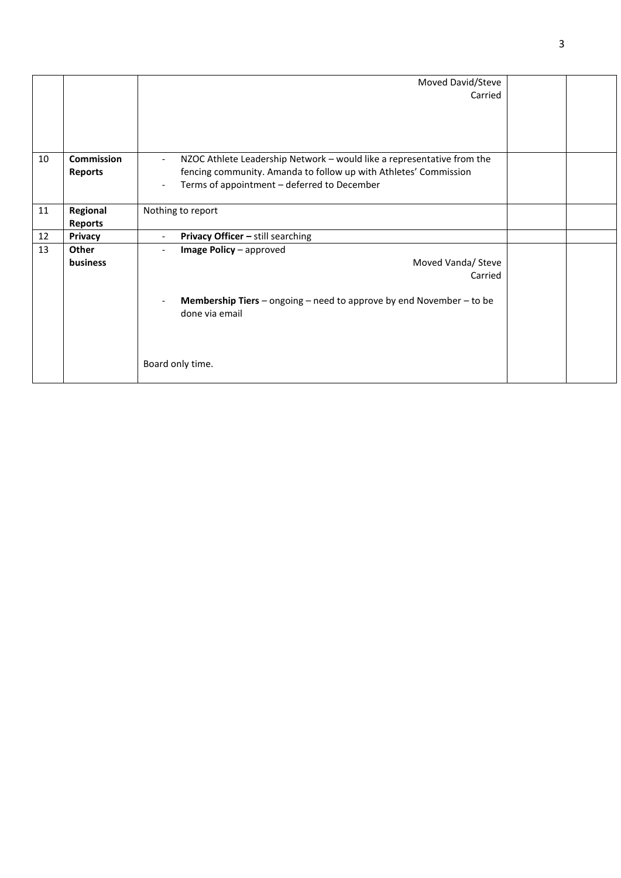| | | | | |
|---|---|---|---|---|
| | | Moved David/Steve<br>Carried | | |
| 10 | **Commission Reports** | - NZOC Athlete Leadership Network – would like a representative from the fencing community. Amanda to follow up with Athletes' Commission<br>- Terms of appointment – deferred to December | | |
| 11 | **Regional Reports** | Nothing to report | | |
| 12 | **Privacy** | - **Privacy Officer –** still searching | | |
| 13 | **Other business** | - **Image Policy** – approved<br>Moved Vanda/ Steve<br>Carried<br><br>- **Membership Tiers** – ongoing – need to approve by end November – to be done via email<br><br>Board only time. | | |